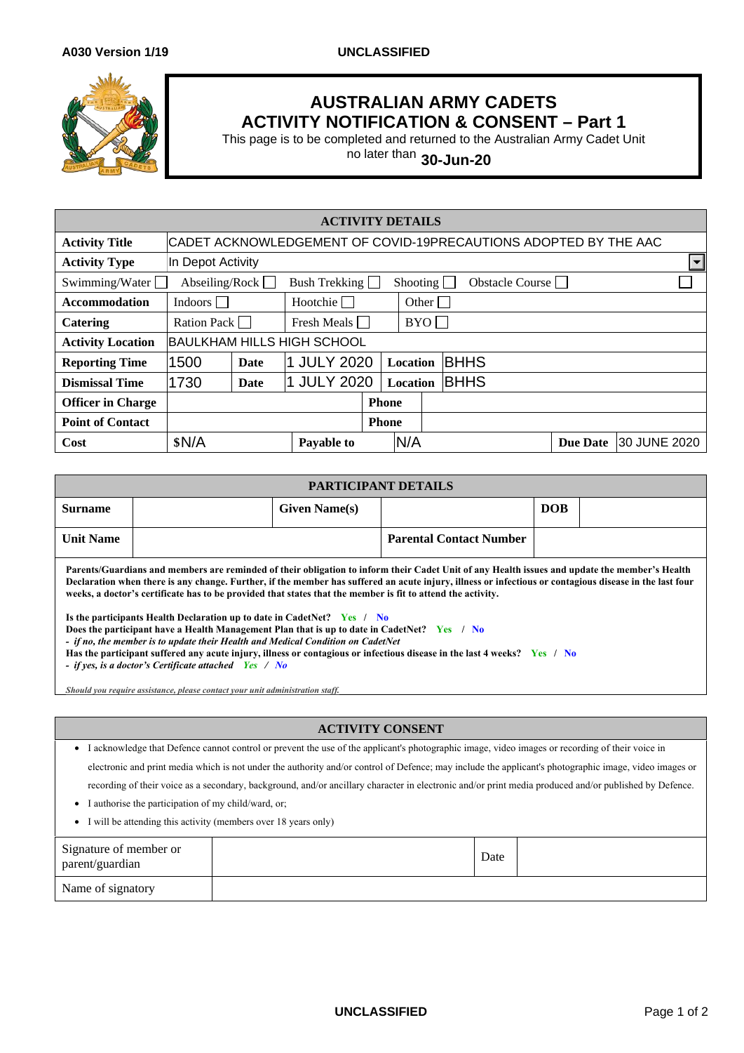A030 Version 1/19

UNCLASSIFIED

# AUSTRALIAN ARMY CADETS
# ACTIVITY NOTIFICATION & CONSENT – Part 1

This page is to be completed and returned to the Australian Army Cadet Unit no later than **30-Jun-20**

| ACTIVITY DETAILS | | | | | | | | |
|---|---|---|---|---|---|---|---|---|
| **Activity Title** | CADET ACKNOWLEDGEMENT OF COVID-19PRECAUTIONS ADOPTED BY THE AAC | | | | | | | |
| **Activity Type** | In Depot Activity | | | | | | | |
| Swimming/Water ☐ | Abseiling/Rock ☐ | Bush Trekking ☐ | Shooting ☐ | Obstacle Course ☐ | | | | ☐ |
| **Accommodation** | Indoors ☐ | Hootchie ☐ | Other ☐ | | | | | |
| **Catering** | Ration Pack ☐ | Fresh Meals ☐ | BYO ☐ | | | | | |
| **Activity Location** | BAULKHAM HILLS HIGH SCHOOL | | | | | | | |
| **Reporting Time** | 1500 | **Date** | 1 JULY 2020 | **Location** | BHHS | | | |
| **Dismissal Time** | 1730 | **Date** | 1 JULY 2020 | **Location** | BHHS | | | |
| **Officer in Charge** | | | **Phone** | | | | | |
| **Point of Contact** | | | **Phone** | | | | | |
| **Cost** | $N/A | **Payable to** | N/A | | | **Due Date** | 30 JUNE 2020 | |

| PARTICIPANT DETAILS | | | | | |
|---|---|---|---|---|---|
| **Surname** | | **Given Name(s)** | | **DOB** | |
| **Unit Name** | | | **Parental Contact Number** | | |

**Parents/Guardians and members are reminded of their obligation to inform their Cadet Unit of any Health issues and update the member's Health Declaration when there is any change. Further, if the member has suffered an acute injury, illness or infectious or contagious disease in the last four weeks, a doctor's certificate has to be provided that states that the member is fit to attend the activity.**

**Is the participants Health Declaration up to date in CadetNet?** Yes / No

**Does the participant have a Health Management Plan that is up to date in CadetNet?** Yes / No

*- if no, the member is to update their Health and Medical Condition on CadetNet*

**Has the participant suffered any acute injury, illness or contagious or infectious disease in the last 4 weeks?** Yes / No

*- if yes, is a doctor's Certificate attached* Yes / No

*Should you require assistance, please contact your unit administration staff.*

## ACTIVITY CONSENT

- I acknowledge that Defence cannot control or prevent the use of the applicant's photographic image, video images or recording of their voice in electronic and print media which is not under the authority and/or control of Defence; may include the applicant's photographic image, video images or recording of their voice as a secondary, background, and/or ancillary character in electronic and/or print media produced and/or published by Defence.
- I authorise the participation of my child/ward, or;
- I will be attending this activity (members over 18 years only)

| Signature of member or parent/guardian | | Date | |
|---|---|---|---|
| Name of signatory | | | |

UNCLASSIFIED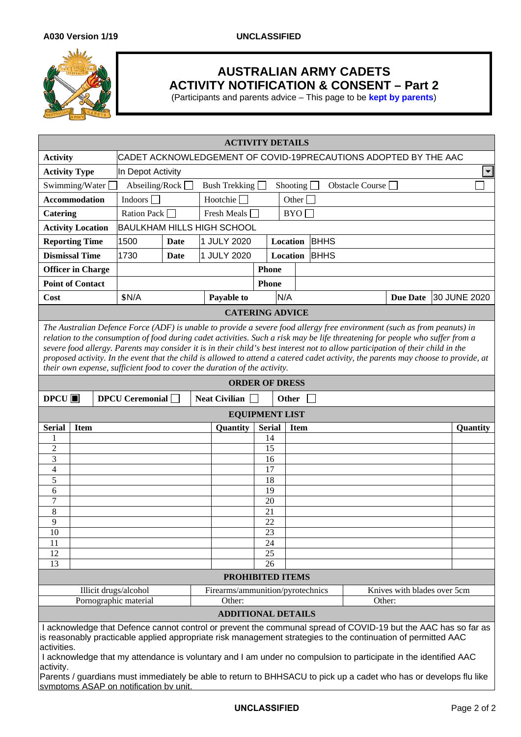**A030 Version 1/19**

# AUSTRALIAN ARMY CADETS
## ACTIVITY NOTIFICATION & CONSENT – Part 2

(Participants and parents advice – This page to be **kept by parents**)

| **ACTIVITY DETAILS** | | | | | | | | |
|---|---|---|---|---|---|---|---|---|
| **Activity** | CADET ACKNOWLEDGEMENT OF COVID-19PRECAUTIONS ADOPTED BY THE AAC | | | | | | | |
| **Activity Type** | In Depot Activity | | | | | | | |
| Swimming/Water ☐ | Abseiling/Rock ☐ | | Bush Trekking ☐ | Shooting ☐ | Obstacle Course ☐ | | | ☐ |
| **Accommodation** | Indoors ☐ | | Hootchie ☐ | Other ☐ | | | | |
| **Catering** | Ration Pack ☐ | | Fresh Meals ☐ | BYO ☐ | | | | |
| **Activity Location** | BAULKHAM HILLS HIGH SCHOOL | | | | | | | |
| **Reporting Time** | 1500 | **Date** | 1 JULY 2020 | **Location** | BHHS | | | |
| **Dismissal Time** | 1730 | **Date** | 1 JULY 2020 | **Location** | BHHS | | | |
| **Officer in Charge** | | | | **Phone** | | | | |
| **Point of Contact** | | | | **Phone** | | | | |
| **Cost** | $N/A | | **Payable to** | N/A | | | **Due Date** | 30 JUNE 2020 |

### CATERING ADVICE

*The Australian Defence Force (ADF) is unable to provide a severe food allergy free environment (such as from peanuts) in relation to the consumption of food during cadet activities. Such a risk may be life threatening for people who suffer from a severe food allergy. Parents may consider it is in their child's best interest not to allow participation of their child in the proposed activity. In the event that the child is allowed to attend a catered cadet activity, the parents may choose to provide, at their own expense, sufficient food to cover the duration of the activity.*

### ORDER OF DRESS

| **DPCU** ☒ | **DPCU Ceremonial** ☐ | **Neat Civilian** ☐ | **Other** ☐ |
|---|---|---|---|

### EQUIPMENT LIST

| Serial | Item | Quantity | Serial | Item | Quantity |
|---|---|---|---|---|---|
| 1 | | | 14 | | |
| 2 | | | 15 | | |
| 3 | | | 16 | | |
| 4 | | | 17 | | |
| 5 | | | 18 | | |
| 6 | | | 19 | | |
| 7 | | | 20 | | |
| 8 | | | 21 | | |
| 9 | | | 22 | | |
| 10 | | | 23 | | |
| 11 | | | 24 | | |
| 12 | | | 25 | | |
| 13 | | | 26 | | |

### PROHIBITED ITEMS

| | | |
|---|---|---|
| Illicit drugs/alcohol | Firearms/ammunition/pyrotechnics | Knives with blades over 5cm |
| Pornographic material | Other: | Other: |

### ADDITIONAL DETAILS

I acknowledge that Defence cannot control or prevent the communal spread of COVID-19 but the AAC has so far as is reasonably practicable applied appropriate risk management strategies to the continuation of permitted AAC activities.

I acknowledge that my attendance is voluntary and I am under no compulsion to participate in the identified AAC activity.

Parents / guardians must immediately be able to return to BHHSACU to pick up a cadet who has or develops flu like symptoms ASAP on notification by unit.